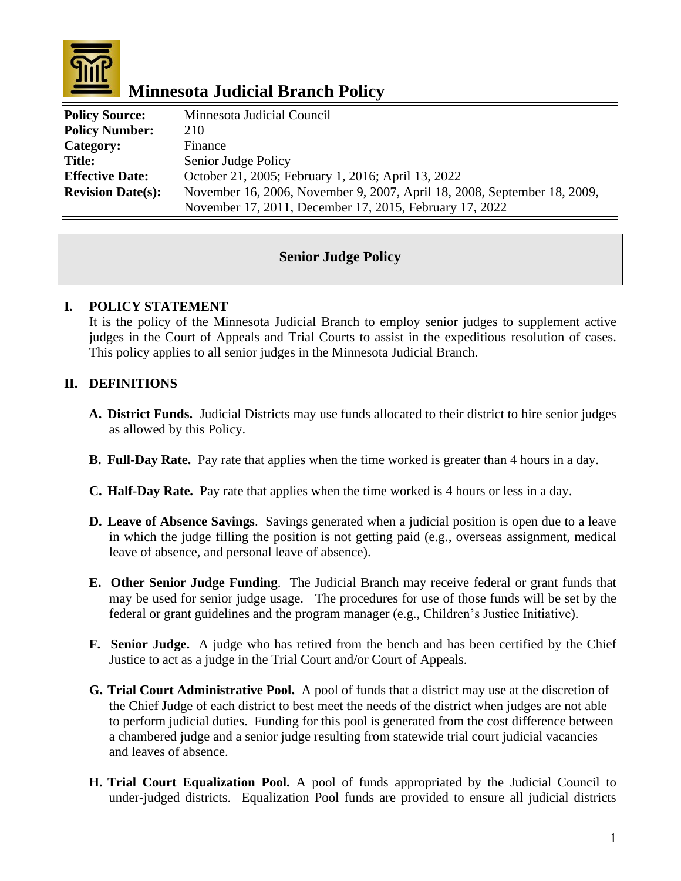# Minnesota Judicial Branch Policy

| | |
|---|---|
| **Policy Source:** | Minnesota Judicial Council |
| **Policy Number:** | 210 |
| **Category:** | Finance |
| **Title:** | Senior Judge Policy |
| **Effective Date:** | October 21, 2005; February 1, 2016; April 13, 2022 |
| **Revision Date(s):** | November 16, 2006, November 9, 2007, April 18, 2008, September 18, 2009, November 17, 2011, December 17, 2015, February 17, 2022 |

## Senior Judge Policy

### I. POLICY STATEMENT

It is the policy of the Minnesota Judicial Branch to employ senior judges to supplement active judges in the Court of Appeals and Trial Courts to assist in the expeditious resolution of cases. This policy applies to all senior judges in the Minnesota Judicial Branch.

### II. DEFINITIONS

**A. District Funds.** Judicial Districts may use funds allocated to their district to hire senior judges as allowed by this Policy.

**B. Full-Day Rate.** Pay rate that applies when the time worked is greater than 4 hours in a day.

**C. Half-Day Rate.** Pay rate that applies when the time worked is 4 hours or less in a day.

**D. Leave of Absence Savings**. Savings generated when a judicial position is open due to a leave in which the judge filling the position is not getting paid (e.g., overseas assignment, medical leave of absence, and personal leave of absence).

**E. Other Senior Judge Funding**. The Judicial Branch may receive federal or grant funds that may be used for senior judge usage. The procedures for use of those funds will be set by the federal or grant guidelines and the program manager (e.g., Children's Justice Initiative).

**F. Senior Judge.** A judge who has retired from the bench and has been certified by the Chief Justice to act as a judge in the Trial Court and/or Court of Appeals.

**G. Trial Court Administrative Pool.** A pool of funds that a district may use at the discretion of the Chief Judge of each district to best meet the needs of the district when judges are not able to perform judicial duties. Funding for this pool is generated from the cost difference between a chambered judge and a senior judge resulting from statewide trial court judicial vacancies and leaves of absence.

**H. Trial Court Equalization Pool.** A pool of funds appropriated by the Judicial Council to under-judged districts. Equalization Pool funds are provided to ensure all judicial districts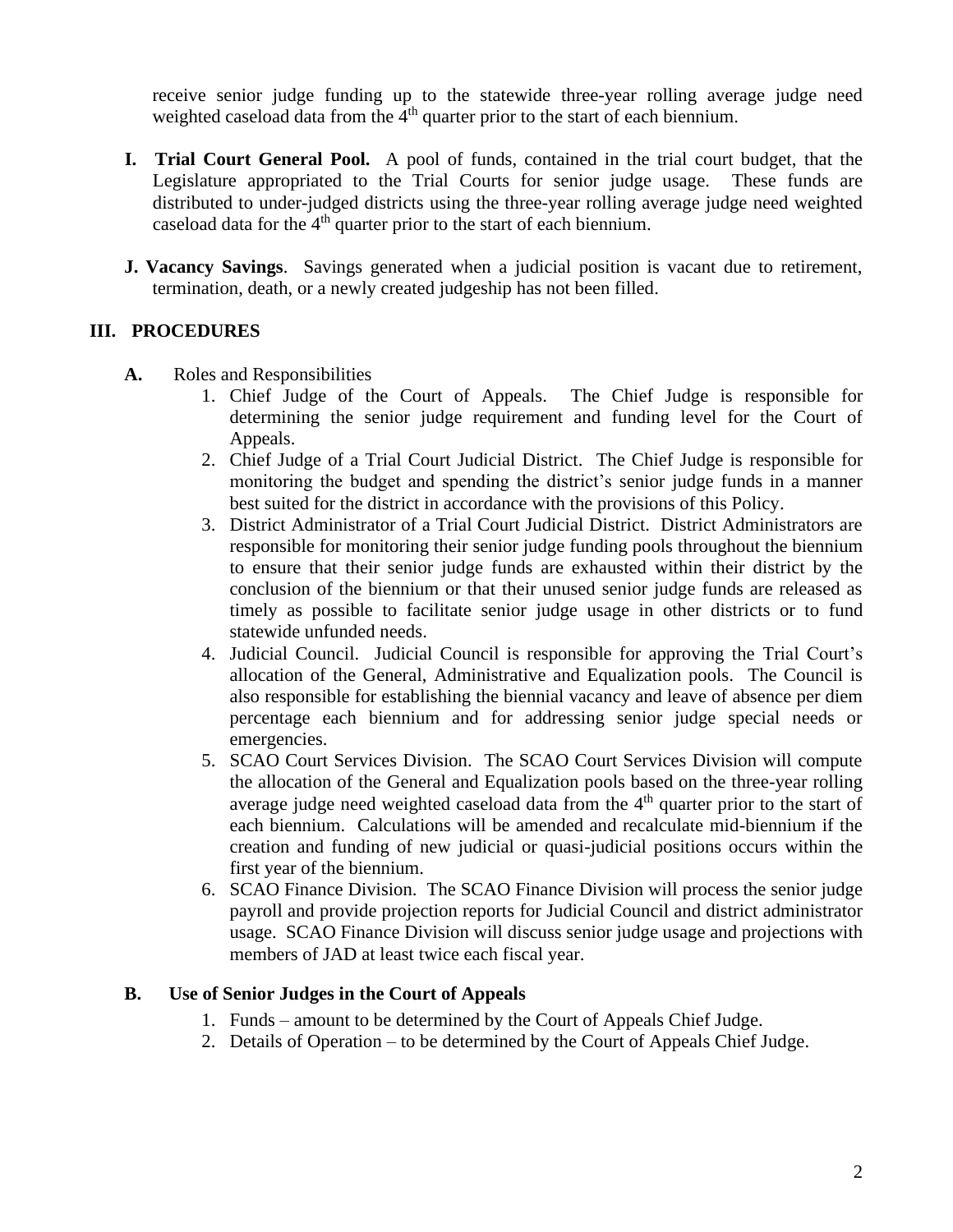receive senior judge funding up to the statewide three-year rolling average judge need weighted caseload data from the 4th quarter prior to the start of each biennium.

**I. Trial Court General Pool.** A pool of funds, contained in the trial court budget, that the Legislature appropriated to the Trial Courts for senior judge usage. These funds are distributed to under-judged districts using the three-year rolling average judge need weighted caseload data for the 4th quarter prior to the start of each biennium.

**J. Vacancy Savings**. Savings generated when a judicial position is vacant due to retirement, termination, death, or a newly created judgeship has not been filled.

## III. PROCEDURES

**A.** Roles and Responsibilities

1. Chief Judge of the Court of Appeals. The Chief Judge is responsible for determining the senior judge requirement and funding level for the Court of Appeals.
2. Chief Judge of a Trial Court Judicial District. The Chief Judge is responsible for monitoring the budget and spending the district's senior judge funds in a manner best suited for the district in accordance with the provisions of this Policy.
3. District Administrator of a Trial Court Judicial District. District Administrators are responsible for monitoring their senior judge funding pools throughout the biennium to ensure that their senior judge funds are exhausted within their district by the conclusion of the biennium or that their unused senior judge funds are released as timely as possible to facilitate senior judge usage in other districts or to fund statewide unfunded needs.
4. Judicial Council. Judicial Council is responsible for approving the Trial Court's allocation of the General, Administrative and Equalization pools. The Council is also responsible for establishing the biennial vacancy and leave of absence per diem percentage each biennium and for addressing senior judge special needs or emergencies.
5. SCAO Court Services Division. The SCAO Court Services Division will compute the allocation of the General and Equalization pools based on the three-year rolling average judge need weighted caseload data from the 4th quarter prior to the start of each biennium. Calculations will be amended and recalculate mid-biennium if the creation and funding of new judicial or quasi-judicial positions occurs within the first year of the biennium.
6. SCAO Finance Division. The SCAO Finance Division will process the senior judge payroll and provide projection reports for Judicial Council and district administrator usage. SCAO Finance Division will discuss senior judge usage and projections with members of JAD at least twice each fiscal year.

**B. Use of Senior Judges in the Court of Appeals**

1. Funds – amount to be determined by the Court of Appeals Chief Judge.
2. Details of Operation – to be determined by the Court of Appeals Chief Judge.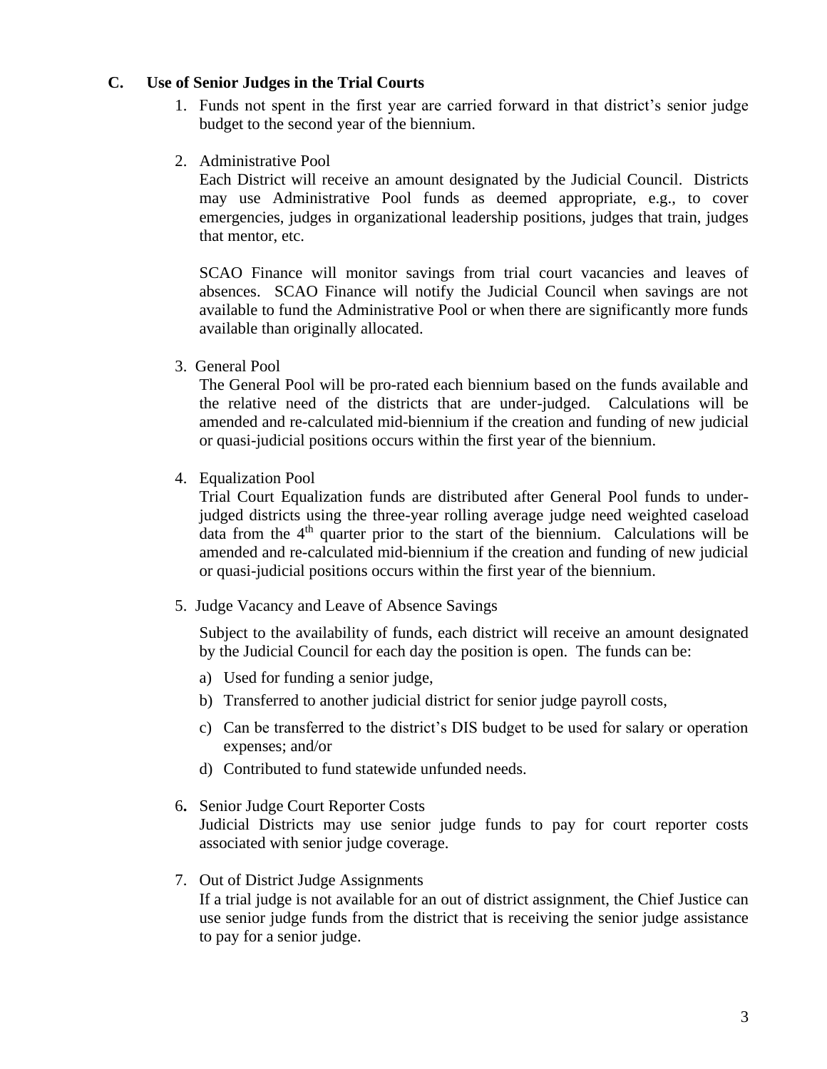## C. Use of Senior Judges in the Trial Courts

1. Funds not spent in the first year are carried forward in that district's senior judge budget to the second year of the biennium.

2. Administrative Pool

   Each District will receive an amount designated by the Judicial Council. Districts may use Administrative Pool funds as deemed appropriate, e.g., to cover emergencies, judges in organizational leadership positions, judges that train, judges that mentor, etc.

   SCAO Finance will monitor savings from trial court vacancies and leaves of absences. SCAO Finance will notify the Judicial Council when savings are not available to fund the Administrative Pool or when there are significantly more funds available than originally allocated.

3. General Pool

   The General Pool will be pro-rated each biennium based on the funds available and the relative need of the districts that are under-judged. Calculations will be amended and re-calculated mid-biennium if the creation and funding of new judicial or quasi-judicial positions occurs within the first year of the biennium.

4. Equalization Pool

   Trial Court Equalization funds are distributed after General Pool funds to under-judged districts using the three-year rolling average judge need weighted caseload data from the 4th quarter prior to the start of the biennium. Calculations will be amended and re-calculated mid-biennium if the creation and funding of new judicial or quasi-judicial positions occurs within the first year of the biennium.

5. Judge Vacancy and Leave of Absence Savings

   Subject to the availability of funds, each district will receive an amount designated by the Judicial Council for each day the position is open. The funds can be:

   a) Used for funding a senior judge,
   b) Transferred to another judicial district for senior judge payroll costs,
   c) Can be transferred to the district's DIS budget to be used for salary or operation expenses; and/or
   d) Contributed to fund statewide unfunded needs.

6. Senior Judge Court Reporter Costs

   Judicial Districts may use senior judge funds to pay for court reporter costs associated with senior judge coverage.

7. Out of District Judge Assignments

   If a trial judge is not available for an out of district assignment, the Chief Justice can use senior judge funds from the district that is receiving the senior judge assistance to pay for a senior judge.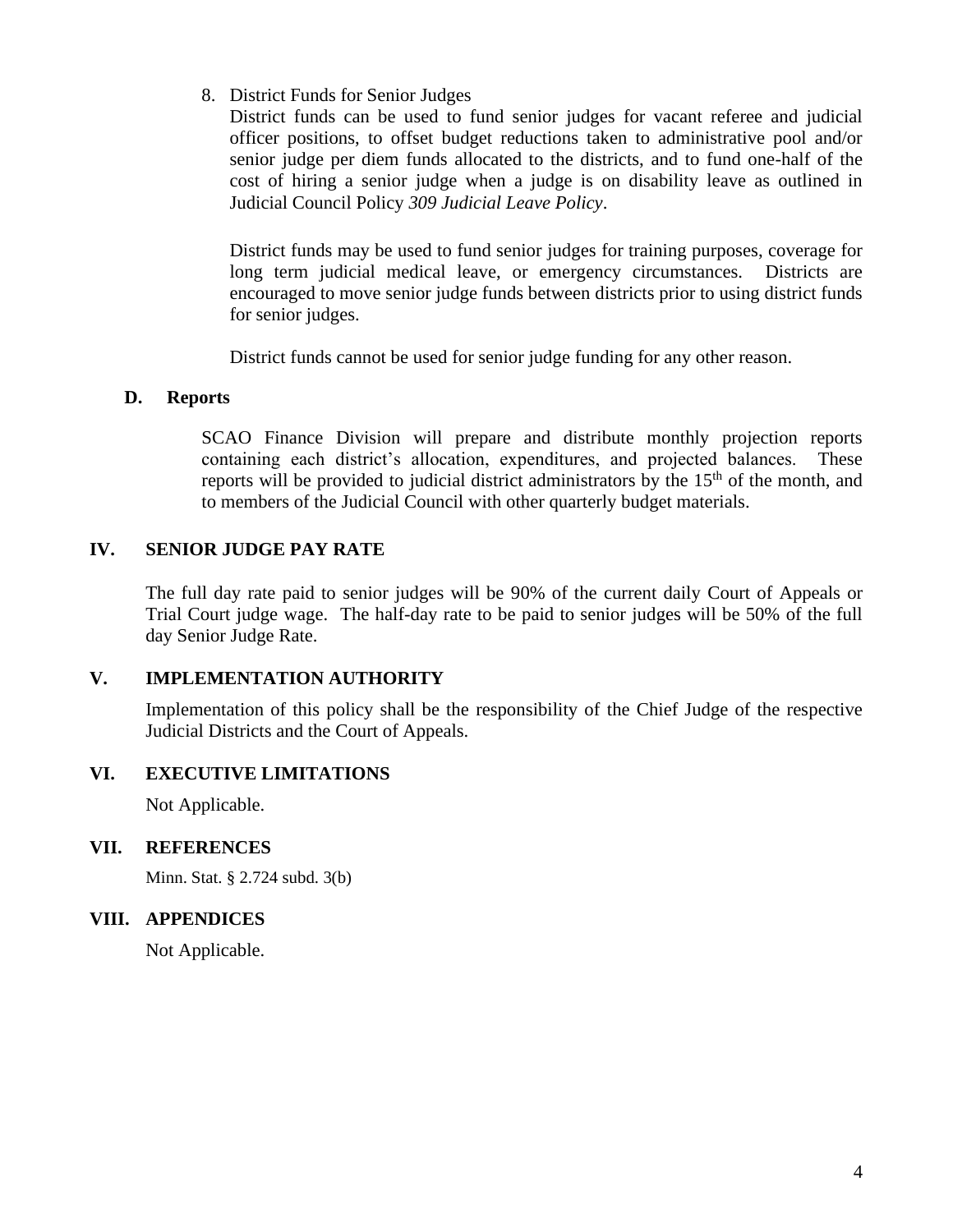8. District Funds for Senior Judges

   District funds can be used to fund senior judges for vacant referee and judicial officer positions, to offset budget reductions taken to administrative pool and/or senior judge per diem funds allocated to the districts, and to fund one-half of the cost of hiring a senior judge when a judge is on disability leave as outlined in Judicial Council Policy *309 Judicial Leave Policy*.

   District funds may be used to fund senior judges for training purposes, coverage for long term judicial medical leave, or emergency circumstances. Districts are encouraged to move senior judge funds between districts prior to using district funds for senior judges.

   District funds cannot be used for senior judge funding for any other reason.

### D. Reports

SCAO Finance Division will prepare and distribute monthly projection reports containing each district's allocation, expenditures, and projected balances. These reports will be provided to judicial district administrators by the 15th of the month, and to members of the Judicial Council with other quarterly budget materials.

## IV. SENIOR JUDGE PAY RATE

The full day rate paid to senior judges will be 90% of the current daily Court of Appeals or Trial Court judge wage. The half-day rate to be paid to senior judges will be 50% of the full day Senior Judge Rate.

## V. IMPLEMENTATION AUTHORITY

Implementation of this policy shall be the responsibility of the Chief Judge of the respective Judicial Districts and the Court of Appeals.

## VI. EXECUTIVE LIMITATIONS

Not Applicable.

## VII. REFERENCES

Minn. Stat. § 2.724 subd. 3(b)

## VIII. APPENDICES

Not Applicable.